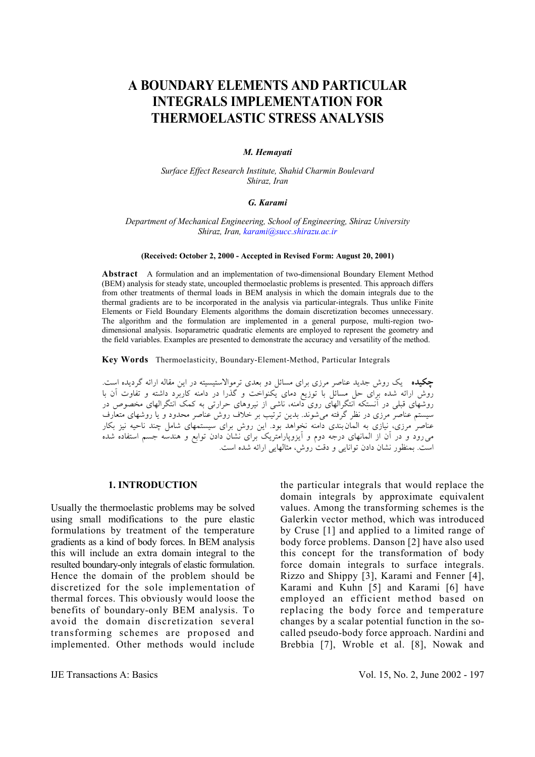# A BOUNDARY ELEMENTS AND PARTICULAR INTEGRALS IMPLEMENTATION FOR THERMOELASTIC STRESS ANALYSIS

***M. Hemayati***

*Surface Effect Research Institute, Shahid Charmin Boulevard*
*Shiraz, Iran*

***G. Karami***

*Department of Mechanical Engineering, School of Engineering, Shiraz University*
*Shiraz, Iran, karami@succ.shirazu.ac.ir*

**(Received: October 2, 2000 - Accepted in Revised Form: August 20, 2001)**

**Abstract** A formulation and an implementation of two-dimensional Boundary Element Method (BEM) analysis for steady state, uncoupled thermoelastic problems is presented. This approach differs from other treatments of thermal loads in BEM analysis in which the domain integrals due to the thermal gradients are to be incorporated in the analysis via particular-integrals. Thus unlike Finite Elements or Field Boundary Elements algorithms the domain discretization becomes unnecessary. The algorithm and the formulation are implemented in a general purpose, multi-region two-dimensional analysis. Isoparametric quadratic elements are employed to represent the geometry and the field variables. Examples are presented to demonstrate the accuracy and versatility of the method.

**Key Words** Thermoelasticity, Boundary-Element-Method, Particular Integrals

**چکیده** یک روش جدید عناصر مرزی برای مسائل دو بعدی ترموالاستیسیته در این مقاله ارائه گردیده است. روش ارائه شده برای حل مسائل با توزیع دمای یکنواخت و گذرا در دامنه کاربرد داشته و تفاوت آن با روشهای قبلی در آنستکه انتگرالهای روی دامنه، ناشی از نیروهای حرارتی به کمک انتگرالهای مخصوص در سیستم عناصر مرزی در نظر گرفته می‌شوند. بدین ترتیب بر خلاف روش عناصر محدود و یا روشهای متعارف عناصر مرزی، نیازی به المان‌بندی دامنه نخواهد بود. این روش برای سیستمهای شامل چند ناحیه نیز بکار می‌رود و در آن از المانهای درجه دوم و آیزوپارامتریک برای نشان دادن توابع و هندسه جسم استفاده شده است. بمنظور نشان دادن توانایی و دقت روش، مثالهایی ارائه شده است.

## 1. INTRODUCTION

Usually the thermoelastic problems may be solved using small modifications to the pure elastic formulations by treatment of the temperature gradients as a kind of body forces. In BEM analysis this will include an extra domain integral to the resulted boundary-only integrals of elastic formulation. Hence the domain of the problem should be discretized for the sole implementation of thermal forces. This obviously would loose the benefits of boundary-only BEM analysis. To avoid the domain discretization several transforming schemes are proposed and implemented. Other methods would include the particular integrals that would replace the domain integrals by approximate equivalent values. Among the transforming schemes is the Galerkin vector method, which was introduced by Cruse [1] and applied to a limited range of body force problems. Danson [2] have also used this concept for the transformation of body force domain integrals to surface integrals. Rizzo and Shippy [3], Karami and Fenner [4], Karami and Kuhn [5] and Karami [6] have employed an efficient method based on replacing the body force and temperature changes by a scalar potential function in the so-called pseudo-body force approach. Nardini and Brebbia [7], Wroble et al. [8], Nowak and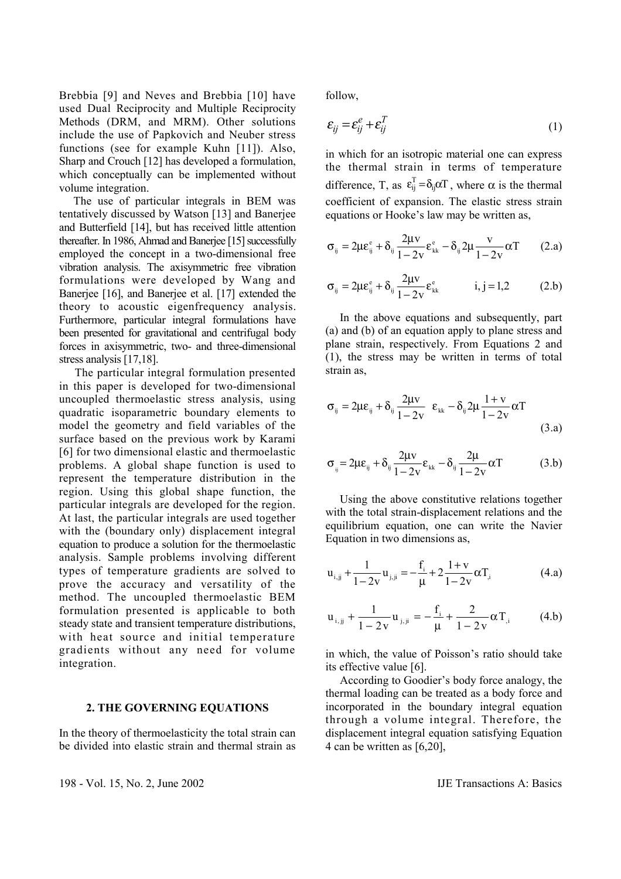Brebbia [9] and Neves and Brebbia [10] have used Dual Reciprocity and Multiple Reciprocity Methods (DRM, and MRM). Other solutions include the use of Papkovich and Neuber stress functions (see for example Kuhn [11]). Also, Sharp and Crouch [12] has developed a formulation, which conceptually can be implemented without volume integration.

The use of particular integrals in BEM was tentatively discussed by Watson [13] and Banerjee and Butterfield [14], but has received little attention thereafter. In 1986, Ahmad and Banerjee [15] successfully employed the concept in a two-dimensional free vibration analysis. The axisymmetric free vibration formulations were developed by Wang and Banerjee [16], and Banerjee et al. [17] extended the theory to acoustic eigenfrequency analysis. Furthermore, particular integral formulations have been presented for gravitational and centrifugal body forces in axisymmetric, two- and three-dimensional stress analysis [17,18].

The particular integral formulation presented in this paper is developed for two-dimensional uncoupled thermoelastic stress analysis, using quadratic isoparametric boundary elements to model the geometry and field variables of the surface based on the previous work by Karami [6] for two dimensional elastic and thermoelastic problems. A global shape function is used to represent the temperature distribution in the region. Using this global shape function, the particular integrals are developed for the region. At last, the particular integrals are used together with the (boundary only) displacement integral equation to produce a solution for the thermoelastic analysis. Sample problems involving different types of temperature gradients are solved to prove the accuracy and versatility of the method. The uncoupled thermoelastic BEM formulation presented is applicable to both steady state and transient temperature distributions, with heat source and initial temperature gradients without any need for volume integration.

## 2. THE GOVERNING EQUATIONS

In the theory of thermoelasticity the total strain can be divided into elastic strain and thermal strain as follow,

$$\varepsilon_{ij} = \varepsilon_{ij}^{e} + \varepsilon_{ij}^{T} \tag{1}$$

in which for an isotropic material one can express the thermal strain in terms of temperature difference, T, as $\varepsilon_{ij}^{T} = \delta_{ij}\alpha T$, where $\alpha$ is the thermal coefficient of expansion. The elastic stress strain equations or Hooke's law may be written as,

$$\sigma_{ij} = 2\mu\varepsilon_{ij}^{e} + \delta_{ij}\frac{2\mu v}{1-2v}\varepsilon_{kk}^{e} - \delta_{ij}2\mu\frac{v}{1-2v}\alpha T \tag{2.a}$$

$$\sigma_{ij} = 2\mu\varepsilon_{ij}^{e} + \delta_{ij}\frac{2\mu v}{1-2v}\varepsilon_{kk}^{e} \qquad i, j = 1,2 \tag{2.b}$$

In the above equations and subsequently, part (a) and (b) of an equation apply to plane stress and plane strain, respectively. From Equations 2 and (1), the stress may be written in terms of total strain as,

$$\sigma_{ij} = 2\mu\varepsilon_{ij} + \delta_{ij}\frac{2\mu v}{1-2v}\varepsilon_{kk} - \delta_{ij}2\mu\frac{1+v}{1-2v}\alpha T \tag{3.a}$$

$$\sigma_{ij} = 2\mu\varepsilon_{ij} + \delta_{ij}\frac{2\mu v}{1-2v}\varepsilon_{kk} - \delta_{ij}\frac{2\mu}{1-2v}\alpha T \tag{3.b}$$

Using the above constitutive relations together with the total strain-displacement relations and the equilibrium equation, one can write the Navier Equation in two dimensions as,

$$u_{i,jj} + \frac{1}{1-2v}u_{j,ji} = -\frac{f_i}{\mu} + 2\frac{1+v}{1-2v}\alpha T_{,i} \tag{4.a}$$

$$u_{i,jj} + \frac{1}{1-2v}u_{j,ji} = -\frac{f_i}{\mu} + \frac{2}{1-2v}\alpha T_{,i} \tag{4.b}$$

in which, the value of Poisson's ratio should take its effective value [6].

According to Goodier's body force analogy, the thermal loading can be treated as a body force and incorporated in the boundary integral equation through a volume integral. Therefore, the displacement integral equation satisfying Equation 4 can be written as [6,20],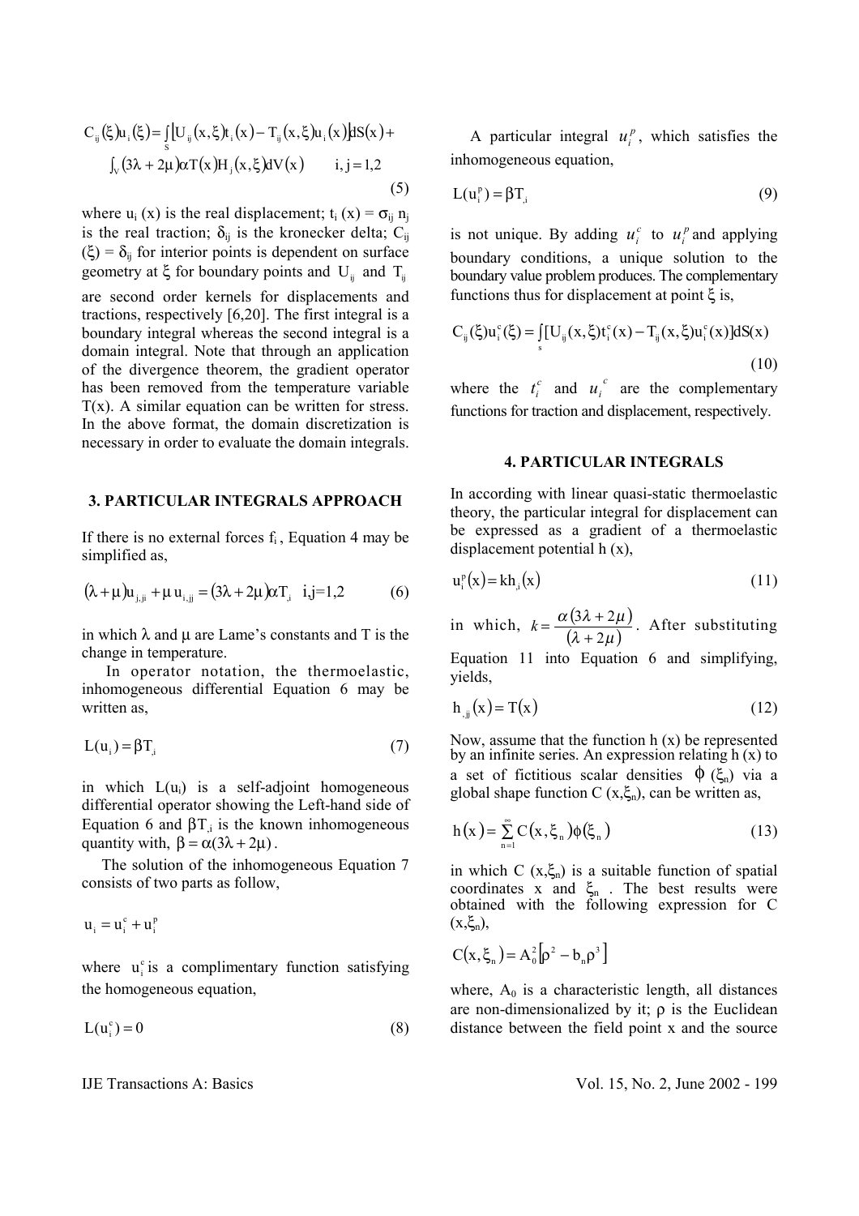$$C_{ij}(\xi)u_i(\xi) = \int_S [U_{ij}(x,\xi)t_i(x) - T_{ij}(x,\xi)u_i(x)]dS(x) + \int_V (3\lambda + 2\mu)\alpha T(x) H_j(x,\xi) dV(x) \qquad i,j = 1,2 \tag{5}$$

where $u_i(x)$ is the real displacement; $t_i(x) = \sigma_{ij} n_j$ is the real traction; $\delta_{ij}$ is the kronecker delta; $C_{ij}(\xi) = \delta_{ij}$ for interior points is dependent on surface geometry at $\xi$ for boundary points and $U_{ij}$ and $T_{ij}$ are second order kernels for displacements and tractions, respectively [6,20]. The first integral is a boundary integral whereas the second integral is a domain integral. Note that through an application of the divergence theorem, the gradient operator has been removed from the temperature variable $T(x)$. A similar equation can be written for stress. In the above format, the domain discretization is necessary in order to evaluate the domain integrals.

## 3. PARTICULAR INTEGRALS APPROACH

If there is no external forces $f_i$, Equation 4 may be simplified as,

$$(\lambda + \mu)u_{j,ji} + \mu u_{i,jj} = (3\lambda + 2\mu)\alpha T_{,i} \quad i,j=1,2 \tag{6}$$

in which $\lambda$ and $\mu$ are Lame's constants and T is the change in temperature.

In operator notation, the thermoelastic, inhomogeneous differential Equation 6 may be written as,

$$L(u_i) = \beta T_{,i} \tag{7}$$

in which $L(u_i)$ is a self-adjoint homogeneous differential operator showing the Left-hand side of Equation 6 and $\beta T_{,i}$ is the known inhomogeneous quantity with, $\beta = \alpha(3\lambda + 2\mu)$.

The solution of the inhomogeneous Equation 7 consists of two parts as follow,

$$u_i = u_i^c + u_i^p$$

where $u_i^c$ is a complimentary function satisfying the homogeneous equation,

$$L(u_i^c) = 0 \tag{8}$$

A particular integral $u_i^p$, which satisfies the inhomogeneous equation,

$$L(u_i^p) = \beta T_{,i} \tag{9}$$

is not unique. By adding $u_i^c$ to $u_i^p$ and applying boundary conditions, a unique solution to the boundary value problem produces. The complementary functions thus for displacement at point $\xi$ is,

$$C_{ij}(\xi)u_i^c(\xi) = \int_s [U_{ij}(x,\xi)t_i^c(x) - T_{ij}(x,\xi)u_i^c(x)]dS(x) \tag{10}$$

where the $t_i^c$ and $u_i^c$ are the complementary functions for traction and displacement, respectively.

## 4. PARTICULAR INTEGRALS

In according with linear quasi-static thermoelastic theory, the particular integral for displacement can be expressed as a gradient of a thermoelastic displacement potential h (x),

$$u_i^p(x) = k h_{,i}(x) \tag{11}$$

in which, $k = \dfrac{\alpha(3\lambda + 2\mu)}{(\lambda + 2\mu)}$. After substituting Equation 11 into Equation 6 and simplifying, yields,

$$h_{,jj}(x) = T(x) \tag{12}$$

Now, assume that the function h (x) be represented by an infinite series. An expression relating h (x) to a set of fictitious scalar densities $\phi(\xi_n)$ via a global shape function $C(x,\xi_n)$, can be written as,

$$h(x) = \sum_{n=1}^{\infty} C(x,\xi_n)\phi(\xi_n) \tag{13}$$

in which $C(x,\xi_n)$ is a suitable function of spatial coordinates x and $\xi_n$. The best results were obtained with the following expression for $C(x,\xi_n)$,

$$C(x,\xi_n) = A_0^2[\rho^2 - b_n\rho^3]$$

where, $A_0$ is a characteristic length, all distances are non-dimensionalized by it; $\rho$ is the Euclidean distance between the field point x and the source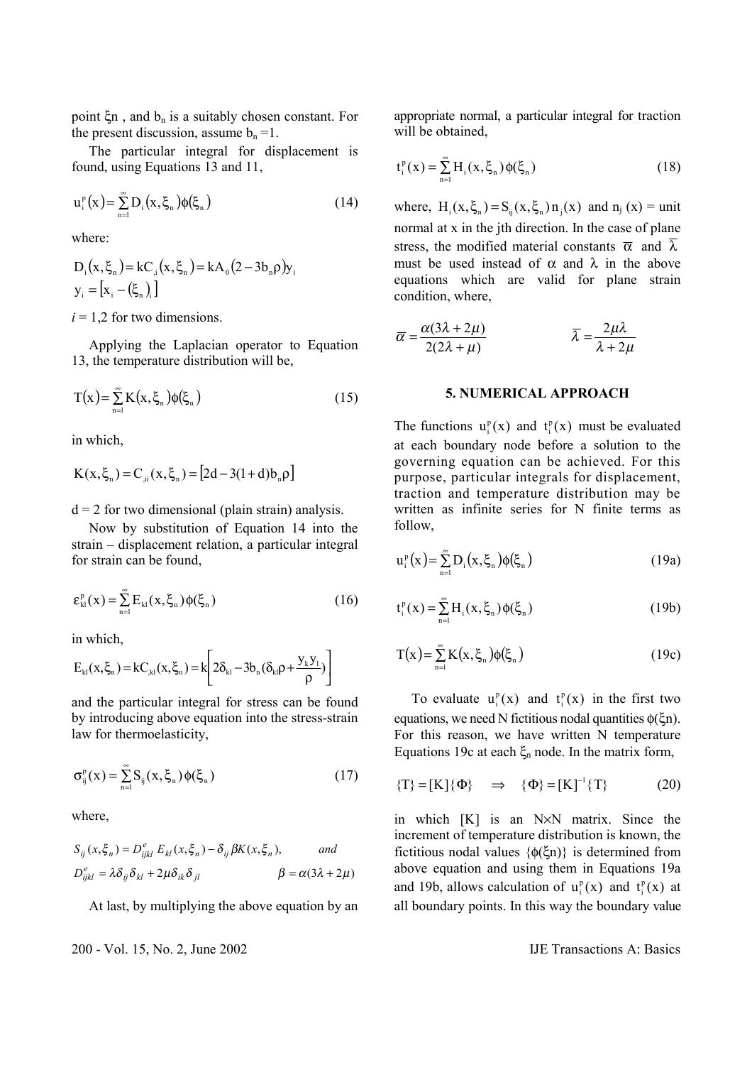point $\xi n$ , and $b_n$ is a suitably chosen constant. For the present discussion, assume $b_n = 1$.

The particular integral for displacement is found, using Equations 13 and 11,

$$u_i^p(x) = \sum_{n=1}^{\infty} D_i(x, \xi_n)\phi(\xi_n) \tag{14}$$

where:

$$D_i(x, \xi_n) = kC_{,i}(x, \xi_n) = kA_0(2 - 3b_n\rho)y_i$$
$$y_i = [x_i - (\xi_n)_i]$$

$i = 1,2$ for two dimensions.

Applying the Laplacian operator to Equation 13, the temperature distribution will be,

$$T(x) = \sum_{n=1}^{\infty} K(x, \xi_n)\phi(\xi_n) \tag{15}$$

in which,

$$K(x, \xi_n) = C_{,ii}(x, \xi_n) = [2d - 3(1+d)b_n\rho]$$

$d = 2$ for two dimensional (plain strain) analysis.

Now by substitution of Equation 14 into the strain – displacement relation, a particular integral for strain can be found,

$$\varepsilon_{kl}^p(x) = \sum_{n=1}^{\infty} E_{kl}(x, \xi_n)\phi(\xi_n) \tag{16}$$

in which,

$$E_{kl}(x, \xi_n) = kC_{,kl}(x, \xi_n) = k\left[2\delta_{kl} - 3b_n(\delta_{kl}\rho + \frac{y_k y_l}{\rho})\right]$$

and the particular integral for stress can be found by introducing above equation into the stress-strain law for thermoelasticity,

$$\sigma_{ij}^p(x) = \sum_{n=1}^{\infty} S_{ij}(x, \xi_n)\phi(\xi_n) \tag{17}$$

where,

$$S_{ij}(x, \xi_n) = D_{ijkl}^e E_{kl}(x, \xi_n) - \delta_{ij}\beta K(x, \xi_n), \qquad and$$
$$D_{ijkl}^e = \lambda\delta_{ij}\delta_{kl} + 2\mu\delta_{ik}\delta_{jl} \qquad\qquad \beta = \alpha(3\lambda + 2\mu)$$

At last, by multiplying the above equation by an appropriate normal, a particular integral for traction will be obtained,

$$t_i^p(x) = \sum_{n=1}^{\infty} H_i(x, \xi_n)\phi(\xi_n) \tag{18}$$

where, $H_i(x, \xi_n) = S_{ij}(x, \xi_n)n_j(x)$ and $n_j(x)$ = unit normal at x in the jth direction. In the case of plane stress, the modified material constants $\overline{\alpha}$ and $\overline{\lambda}$ must be used instead of $\alpha$ and $\lambda$ in the above equations which are valid for plane strain condition, where,

$$\overline{\alpha} = \frac{\alpha(3\lambda + 2\mu)}{2(2\lambda + \mu)} \qquad\qquad \overline{\lambda} = \frac{2\mu\lambda}{\lambda + 2\mu}$$

## 5. NUMERICAL APPROACH

The functions $u_i^p(x)$ and $t_i^p(x)$ must be evaluated at each boundary node before a solution to the governing equation can be achieved. For this purpose, particular integrals for displacement, traction and temperature distribution may be written as infinite series for N finite terms as follow,

$$u_i^p(x) = \sum_{n=1}^{\infty} D_i(x, \xi_n)\phi(\xi_n) \tag{19a}$$

$$t_i^p(x) = \sum_{n=1}^{\infty} H_i(x, \xi_n)\phi(\xi_n) \tag{19b}$$

$$T(x) = \sum_{n=1}^{\infty} K(x, \xi_n)\phi(\xi_n) \tag{19c}$$

To evaluate $u_i^p(x)$ and $t_i^p(x)$ in the first two equations, we need N fictitious nodal quantities $\phi(\xi n)$. For this reason, we have written N temperature Equations 19c at each $\xi_n$ node. In the matrix form,

$$\{T\} = [K]\{\Phi\} \quad \Rightarrow \quad \{\Phi\} = [K]^{-1}\{T\} \tag{20}$$

in which [K] is an N×N matrix. Since the increment of temperature distribution is known, the fictitious nodal values $\{\phi(\xi n)\}$ is determined from above equation and using them in Equations 19a and 19b, allows calculation of $u_i^p(x)$ and $t_i^p(x)$ at all boundary points. In this way the boundary value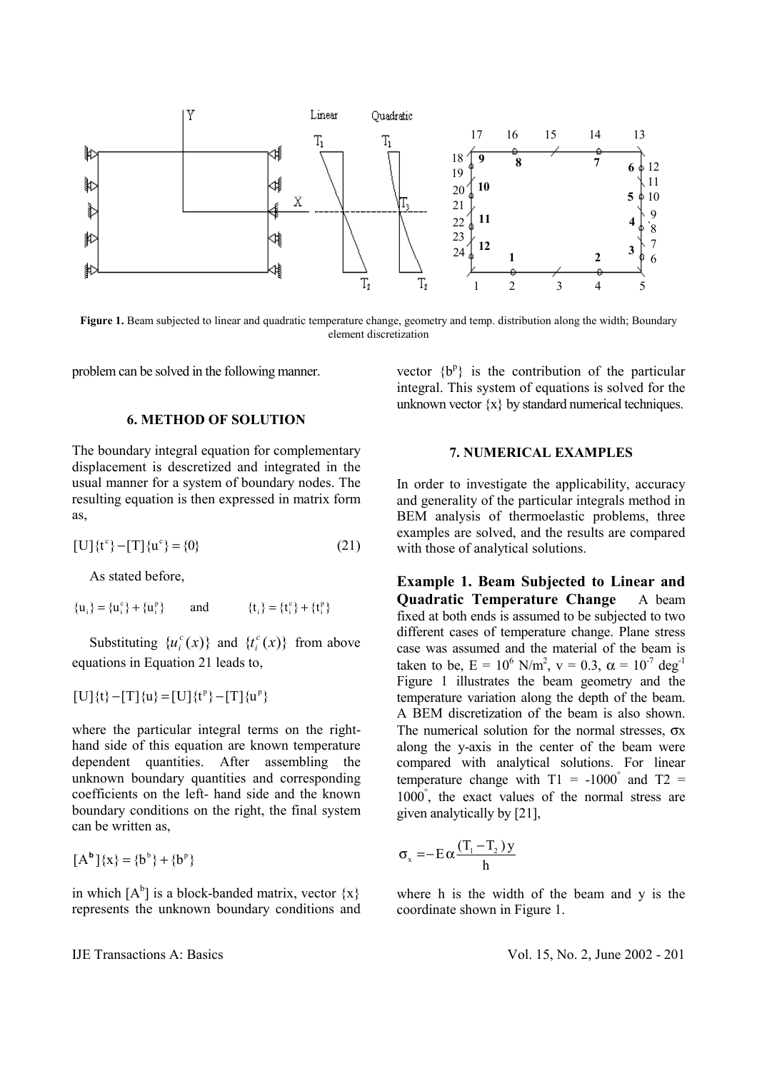**Figure 1.** Beam subjected to linear and quadratic temperature change, geometry and temp. distribution along the width; Boundary element discretization

problem can be solved in the following manner.

## 6. METHOD OF SOLUTION

The boundary integral equation for complementary displacement is descretized and integrated in the usual manner for a system of boundary nodes. The resulting equation is then expressed in matrix form as,

$$[U]\{t^c\}-[T]\{u^c\}=\{0\} \tag{21}$$

As stated before,

$$\{u_i\}=\{u_i^c\}+\{u_i^p\} \qquad \text{and} \qquad \{t_i\}=\{t_i^c\}+\{t_i^p\}$$

Substituting $\{u_i^c(x)\}$ and $\{t_i^c(x)\}$ from above equations in Equation 21 leads to,

$$[U]\{t\}-[T]\{u\}=[U]\{t^p\}-[T]\{u^p\}$$

where the particular integral terms on the right-hand side of this equation are known temperature dependent quantities. After assembling the unknown boundary quantities and corresponding coefficients on the left- hand side and the known boundary conditions on the right, the final system can be written as,

$$[A^b]\{x\}=\{b^b\}+\{b^p\}$$

in which $[A^b]$ is a block-banded matrix, vector $\{x\}$ represents the unknown boundary conditions and vector $\{b^p\}$ is the contribution of the particular integral. This system of equations is solved for the unknown vector $\{x\}$ by standard numerical techniques.

## 7. NUMERICAL EXAMPLES

In order to investigate the applicability, accuracy and generality of the particular integrals method in BEM analysis of thermoelastic problems, three examples are solved, and the results are compared with those of analytical solutions.

**Example 1. Beam Subjected to Linear and Quadratic Temperature Change** A beam fixed at both ends is assumed to be subjected to two different cases of temperature change. Plane stress case was assumed and the material of the beam is taken to be, $E = 10^6$ N/m$^2$, $v = 0.3$, $\alpha = 10^{-7}$ deg$^{-1}$ Figure 1 illustrates the beam geometry and the temperature variation along the depth of the beam. A BEM discretization of the beam is also shown. The numerical solution for the normal stresses, $\sigma x$ along the y-axis in the center of the beam were compared with analytical solutions. For linear temperature change with $T1 = -1000^\circ$ and $T2 = 1000^\circ$, the exact values of the normal stress are given analytically by [21],

$$\sigma_x=-E\alpha\frac{(T_1-T_2)y}{h}$$

where h is the width of the beam and y is the coordinate shown in Figure 1.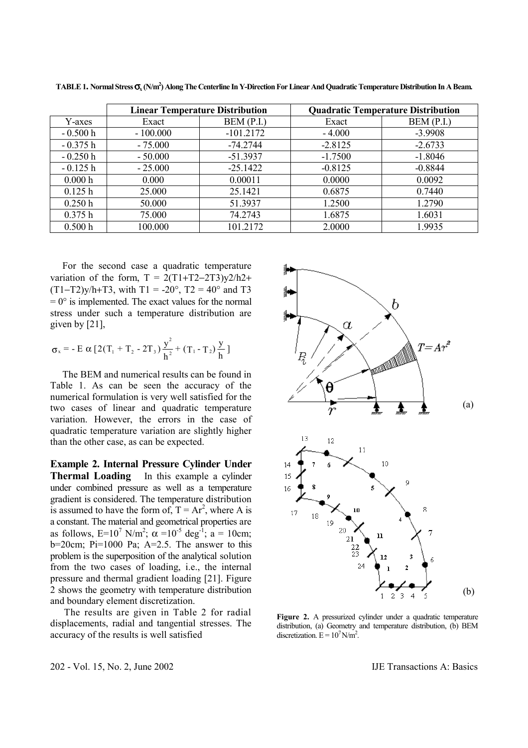**TABLE 1. Normal Stress $\sigma_x$ (N/m$^2$) Along The Centerline In Y-Direction For Linear And Quadratic Temperature Distribution In A Beam.**

| | Linear Temperature Distribution | | Quadratic Temperature Distribution | |
|---|---|---|---|---|
| Y-axes | Exact | BEM (P.I.) | Exact | BEM (P.I.) |
| - 0.500 h | - 100.000 | -101.2172 | - 4.000 | -3.9908 |
| - 0.375 h | - 75.000 | -74.2744 | -2.8125 | -2.6733 |
| - 0.250 h | - 50.000 | -51.3937 | -1.7500 | -1.8046 |
| - 0.125 h | - 25.000 | -25.1422 | -0.8125 | -0.8844 |
| 0.000 h | 0.000 | 0.00011 | 0.0000 | 0.0092 |
| 0.125 h | 25.000 | 25.1421 | 0.6875 | 0.7440 |
| 0.250 h | 50.000 | 51.3937 | 1.2500 | 1.2790 |
| 0.375 h | 75.000 | 74.2743 | 1.6875 | 1.6031 |
| 0.500 h | 100.000 | 101.2172 | 2.0000 | 1.9935 |

For the second case a quadratic temperature variation of the form, $T = 2(T1+T2-2T3)y2/h2 + (T1-T2)y/h+T3$, with $T1 = -20°$, $T2 = 40°$ and $T3 = 0°$ is implemented. The exact values for the normal stress under such a temperature distribution are given by [21],

$$\sigma_x = - E\,\alpha\,[2(T_1 + T_2 - 2T_3)\frac{y^2}{h^2} + (T_1 - T_2)\frac{y}{h}]$$

The BEM and numerical results can be found in Table 1. As can be seen the accuracy of the numerical formulation is very well satisfied for the two cases of linear and quadratic temperature variation. However, the errors in the case of quadratic temperature variation are slightly higher than the other case, as can be expected.

**Example 2. Internal Pressure Cylinder Under Thermal Loading** In this example a cylinder under combined pressure as well as a temperature gradient is considered. The temperature distribution is assumed to have the form of, $T = Ar^2$, where A is a constant. The material and geometrical properties are as follows, $E=10^7$ N/m$^2$; $\alpha = 10^{-5}$ deg$^{-1}$; a = 10cm; b=20cm; Pi=1000 Pa; A=2.5. The answer to this problem is the superposition of the analytical solution from the two cases of loading, i.e., the internal pressure and thermal gradient loading [21]. Figure 2 shows the geometry with temperature distribution and boundary element discretization.

The results are given in Table 2 for radial displacements, radial and tangential stresses. The accuracy of the results is well satisfied

**Figure 2.** A pressurized cylinder under a quadratic temperature distribution, (a) Geometry and temperature distribution, (b) BEM discretization. $E = 10^7$ N/m$^2$.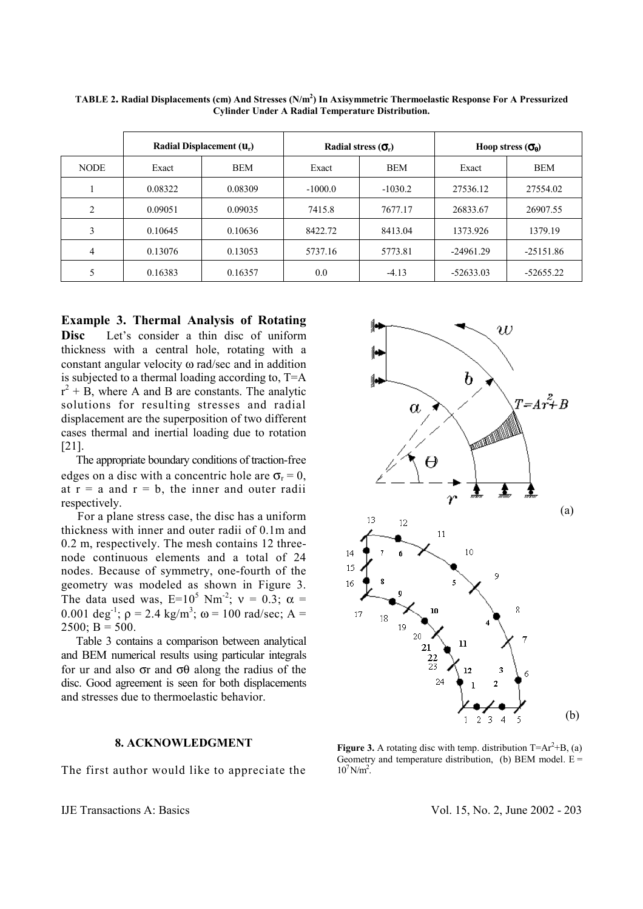**TABLE 2. Radial Displacements (cm) And Stresses ($N/m^2$) In Axisymmetric Thermoelastic Response For A Pressurized Cylinder Under A Radial Temperature Distribution.**

| | Radial Displacement ($u_r$) | | Radial stress ($\sigma_r$) | | Hoop stress ($\sigma_\theta$) | |
|---|---|---|---|---|---|---|
| NODE | Exact | BEM | Exact | BEM | Exact | BEM |
| 1 | 0.08322 | 0.08309 | -1000.0 | -1030.2 | 27536.12 | 27554.02 |
| 2 | 0.09051 | 0.09035 | 7415.8 | 7677.17 | 26833.67 | 26907.55 |
| 3 | 0.10645 | 0.10636 | 8422.72 | 8413.04 | 1373.926 | 1379.19 |
| 4 | 0.13076 | 0.13053 | 5737.16 | 5773.81 | -24961.29 | -25151.86 |
| 5 | 0.16383 | 0.16357 | 0.0 | -4.13 | -52633.03 | -52655.22 |

**Example 3. Thermal Analysis of Rotating Disc** Let's consider a thin disc of uniform thickness with a central hole, rotating with a constant angular velocity $\omega$ rad/sec and in addition is subjected to a thermal loading according to, $T = A r^2 + B$, where A and B are constants. The analytic solutions for resulting stresses and radial displacement are the superposition of two different cases thermal and inertial loading due to rotation [21].

The appropriate boundary conditions of traction-free edges on a disc with a concentric hole are $\sigma_r = 0$, at $r = a$ and $r = b$, the inner and outer radii respectively.

For a plane stress case, the disc has a uniform thickness with inner and outer radii of 0.1m and 0.2 m, respectively. The mesh contains 12 three-node continuous elements and a total of 24 nodes. Because of symmetry, one-fourth of the geometry was modeled as shown in Figure 3. The data used was, $E=10^5\ Nm^{-2}$; $\nu = 0.3$; $\alpha = 0.001\ deg^{-1}$; $\rho = 2.4\ kg/m^3$; $\omega = 100$ rad/sec; $A = 2500$; $B = 500$.

Table 3 contains a comparison between analytical and BEM numerical results using particular integrals for ur and also $\sigma r$ and $\sigma\theta$ along the radius of the disc. Good agreement is seen for both displacements and stresses due to thermoelastic behavior.

**Figure 3.** A rotating disc with temp. distribution $T=Ar^2+B$, (a) Geometry and temperature distribution, (b) BEM model. $E = 10^7 N/m^2$.

## 8. ACKNOWLEDGMENT

The first author would like to appreciate the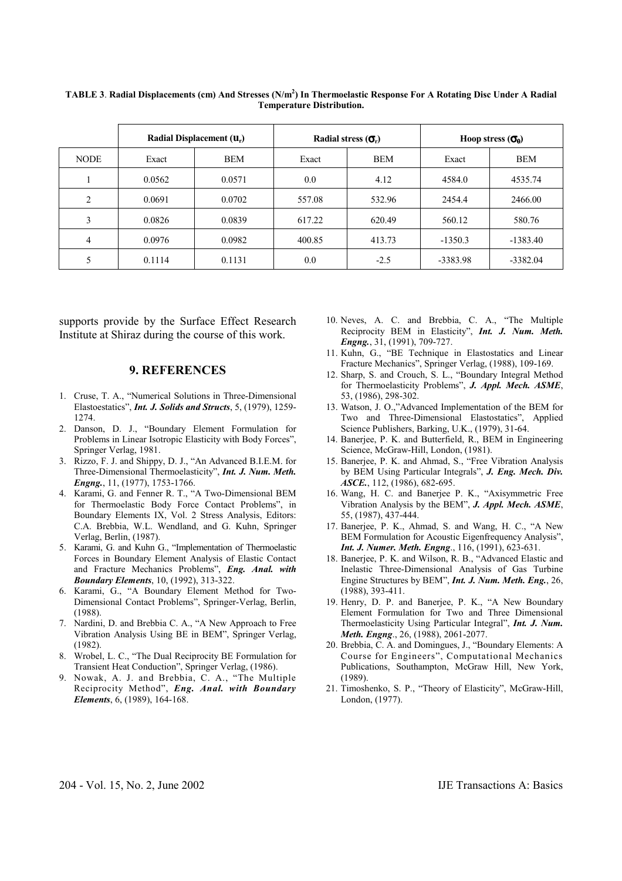**TABLE 3**. **Radial Displacements (cm) And Stresses (N/m$^2$) In Thermoelastic Response For A Rotating Disc Under A Radial Temperature Distribution.**

| | Radial Displacement ($u_r$) | | Radial stress ($\sigma_r$) | | Hoop stress ($\sigma_\theta$) | |
|---|---|---|---|---|---|---|
| NODE | Exact | BEM | Exact | BEM | Exact | BEM |
| 1 | 0.0562 | 0.0571 | 0.0 | 4.12 | 4584.0 | 4535.74 |
| 2 | 0.0691 | 0.0702 | 557.08 | 532.96 | 2454.4 | 2466.00 |
| 3 | 0.0826 | 0.0839 | 617.22 | 620.49 | 560.12 | 580.76 |
| 4 | 0.0976 | 0.0982 | 400.85 | 413.73 | -1350.3 | -1383.40 |
| 5 | 0.1114 | 0.1131 | 0.0 | -2.5 | -3383.98 | -3382.04 |

supports provide by the Surface Effect Research Institute at Shiraz during the course of this work.

## 9. REFERENCES

1. Cruse, T. A., "Numerical Solutions in Three-Dimensional Elastoestatics", ***Int. J. Solids and Structs***, 5, (1979), 1259-1274.
2. Danson, D. J., "Boundary Element Formulation for Problems in Linear Isotropic Elasticity with Body Forces", Springer Verlag, 1981.
3. Rizzo, F. J. and Shippy, D. J., "An Advanced B.I.E.M. for Three-Dimensional Thermoelasticity", ***Int. J. Num. Meth. Engng.***, 11, (1977), 1753-1766.
4. Karami, G. and Fenner R. T., "A Two-Dimensional BEM for Thermoelastic Body Force Contact Problems", in Boundary Elements IX, Vol. 2 Stress Analysis, Editors: C.A. Brebbia, W.L. Wendland, and G. Kuhn, Springer Verlag, Berlin, (1987).
5. Karami, G. and Kuhn G., "Implementation of Thermoelastic Forces in Boundary Element Analysis of Elastic Contact and Fracture Mechanics Problems", ***Eng. Anal. with Boundary Elements***, 10, (1992), 313-322.
6. Karami, G., "A Boundary Element Method for Two-Dimensional Contact Problems", Springer-Verlag, Berlin, (1988).
7. Nardini, D. and Brebbia C. A., "A New Approach to Free Vibration Analysis Using BE in BEM", Springer Verlag, (1982).
8. Wrobel, L. C., "The Dual Reciprocity BE Formulation for Transient Heat Conduction", Springer Verlag, (1986).
9. Nowak, A. J. and Brebbia, C. A., "The Multiple Reciprocity Method", ***Eng. Anal. with Boundary Elements***, 6, (1989), 164-168.
10. Neves, A. C. and Brebbia, C. A., "The Multiple Reciprocity BEM in Elasticity", ***Int. J. Num. Meth. Engng.***, 31, (1991), 709-727.
11. Kuhn, G., "BE Technique in Elastostatics and Linear Fracture Mechanics", Springer Verlag, (1988), 109-169.
12. Sharp, S. and Crouch, S. L., "Boundary Integral Method for Thermoelasticity Problems", ***J. Appl. Mech. ASME***, 53, (1986), 298-302.
13. Watson, J. O.,"Advanced Implementation of the BEM for Two and Three-Dimensional Elastostatics", Applied Science Publishers, Barking, U.K., (1979), 31-64.
14. Banerjee, P. K. and Butterfield, R., BEM in Engineering Science, McGraw-Hill, London, (1981).
15. Banerjee, P. K. and Ahmad, S., "Free Vibration Analysis by BEM Using Particular Integrals", ***J. Eng. Mech. Div. ASCE.***, 112, (1986), 682-695.
16. Wang, H. C. and Banerjee P. K., "Axisymmetric Free Vibration Analysis by the BEM", ***J. Appl. Mech. ASME***, 55, (1987), 437-444.
17. Banerjee, P. K., Ahmad, S. and Wang, H. C., "A New BEM Formulation for Acoustic Eigenfrequency Analysis", ***Int. J. Numer. Meth. Engng***., 116, (1991), 623-631.
18. Banerjee, P. K. and Wilson, R. B., "Advanced Elastic and Inelastic Three-Dimensional Analysis of Gas Turbine Engine Structures by BEM", ***Int. J. Num. Meth. Eng.***, 26, (1988), 393-411.
19. Henry, D. P. and Banerjee, P. K., "A New Boundary Element Formulation for Two and Three Dimensional Thermoelasticity Using Particular Integral", ***Int. J. Num. Meth. Engng***., 26, (1988), 2061-2077.
20. Brebbia, C. A. and Domingues, J., "Boundary Elements: A Course for Engineers", Computational Mechanics Publications, Southampton, McGraw Hill, New York, (1989).
21. Timoshenko, S. P., "Theory of Elasticity", McGraw-Hill, London, (1977).